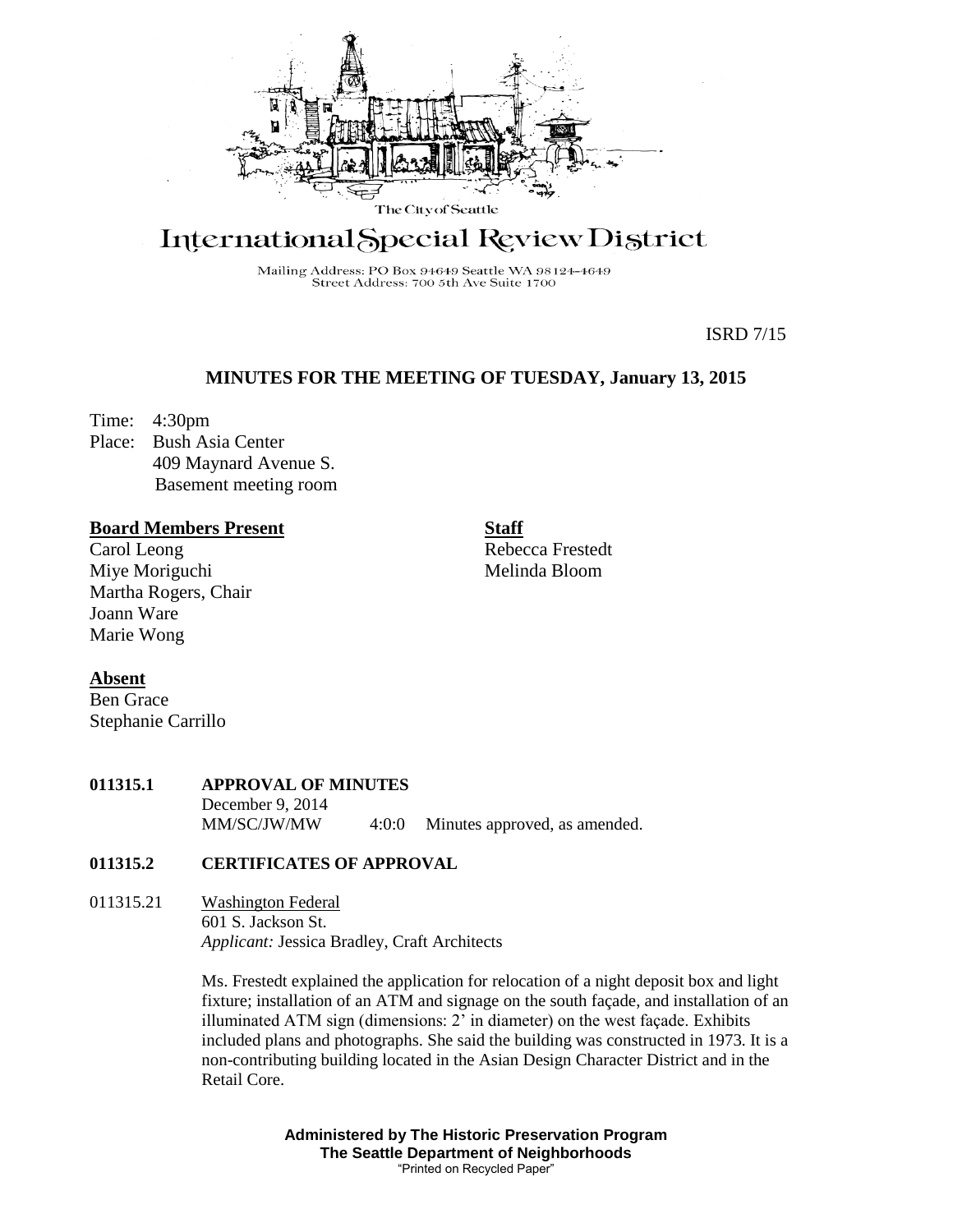The City of Seattle

# International Special Review District

Mailing Address: PO Box 94649 Seattle WA 98124-4649
Street Address: 700 5th Ave Suite 1700

ISRD 7/15

## MINUTES FOR THE MEETING OF TUESDAY, January 13, 2015

Time: 4:30pm
Place: Bush Asia Center
409 Maynard Avenue S.
Basement meeting room

**Board Members Present**
Carol Leong
Miye Moriguchi
Martha Rogers, Chair
Joann Ware
Marie Wong

**Staff**
Rebecca Frestedt
Melinda Bloom

**Absent**
Ben Grace
Stephanie Carrillo

**011315.1 APPROVAL OF MINUTES**

December 9, 2014
MM/SC/JW/MW 4:0:0 Minutes approved, as amended.

**011315.2 CERTIFICATES OF APPROVAL**

011315.21 Washington Federal
601 S. Jackson St.
*Applicant:* Jessica Bradley, Craft Architects

Ms. Frestedt explained the application for relocation of a night deposit box and light fixture; installation of an ATM and signage on the south façade, and installation of an illuminated ATM sign (dimensions: 2' in diameter) on the west façade. Exhibits included plans and photographs. She said the building was constructed in 1973. It is a non-contributing building located in the Asian Design Character District and in the Retail Core.

**Administered by The Historic Preservation Program**
**The Seattle Department of Neighborhoods**
"Printed on Recycled Paper"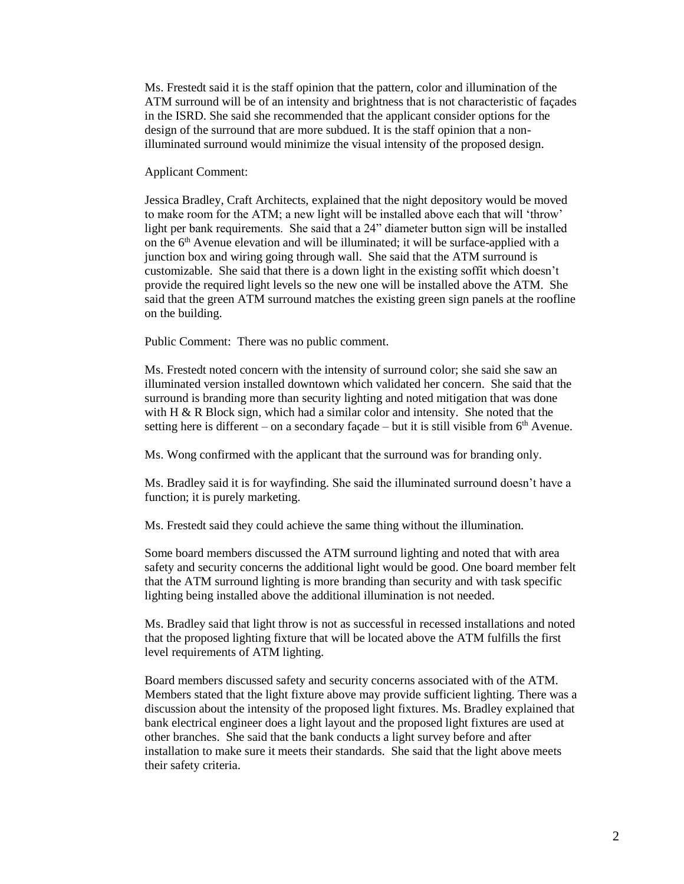Ms. Frestedt said it is the staff opinion that the pattern, color and illumination of the ATM surround will be of an intensity and brightness that is not characteristic of façades in the ISRD. She said she recommended that the applicant consider options for the design of the surround that are more subdued. It is the staff opinion that a non-illuminated surround would minimize the visual intensity of the proposed design.

Applicant Comment:

Jessica Bradley, Craft Architects, explained that the night depository would be moved to make room for the ATM; a new light will be installed above each that will 'throw' light per bank requirements. She said that a 24" diameter button sign will be installed on the 6th Avenue elevation and will be illuminated; it will be surface-applied with a junction box and wiring going through wall. She said that the ATM surround is customizable. She said that there is a down light in the existing soffit which doesn't provide the required light levels so the new one will be installed above the ATM. She said that the green ATM surround matches the existing green sign panels at the roofline on the building.

Public Comment: There was no public comment.

Ms. Frestedt noted concern with the intensity of surround color; she said she saw an illuminated version installed downtown which validated her concern. She said that the surround is branding more than security lighting and noted mitigation that was done with H & R Block sign, which had a similar color and intensity. She noted that the setting here is different – on a secondary façade – but it is still visible from 6th Avenue.

Ms. Wong confirmed with the applicant that the surround was for branding only.

Ms. Bradley said it is for wayfinding. She said the illuminated surround doesn't have a function; it is purely marketing.

Ms. Frestedt said they could achieve the same thing without the illumination.

Some board members discussed the ATM surround lighting and noted that with area safety and security concerns the additional light would be good. One board member felt that the ATM surround lighting is more branding than security and with task specific lighting being installed above the additional illumination is not needed.

Ms. Bradley said that light throw is not as successful in recessed installations and noted that the proposed lighting fixture that will be located above the ATM fulfills the first level requirements of ATM lighting.

Board members discussed safety and security concerns associated with of the ATM. Members stated that the light fixture above may provide sufficient lighting. There was a discussion about the intensity of the proposed light fixtures. Ms. Bradley explained that bank electrical engineer does a light layout and the proposed light fixtures are used at other branches. She said that the bank conducts a light survey before and after installation to make sure it meets their standards. She said that the light above meets their safety criteria.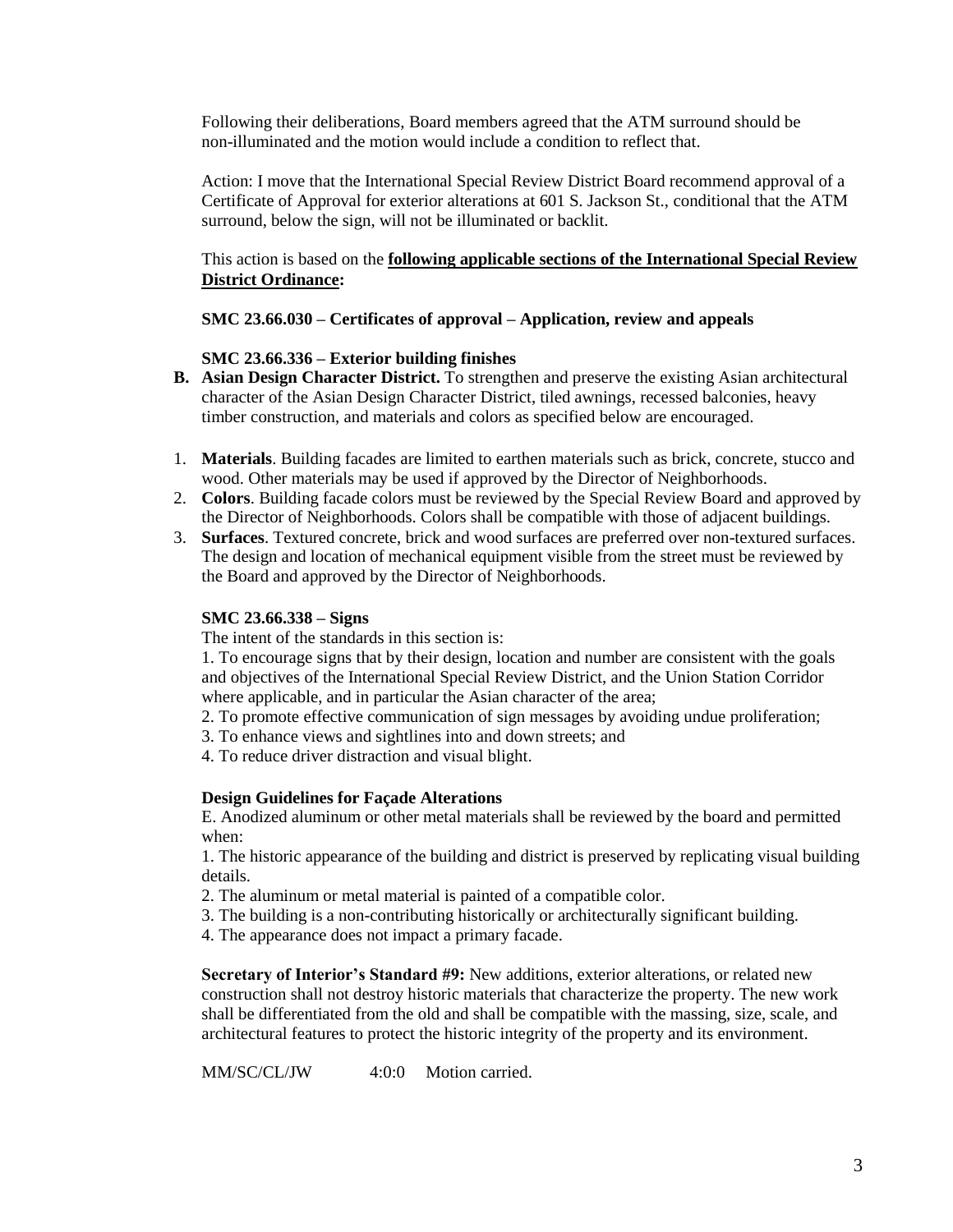Following their deliberations, Board members agreed that the ATM surround should be non-illuminated and the motion would include a condition to reflect that.

Action: I move that the International Special Review District Board recommend approval of a Certificate of Approval for exterior alterations at 601 S. Jackson St., conditional that the ATM surround, below the sign, will not be illuminated or backlit.

This action is based on the **following applicable sections of the International Special Review District Ordinance:**

**SMC 23.66.030 – Certificates of approval – Application, review and appeals**

**SMC 23.66.336 – Exterior building finishes**

**B. Asian Design Character District.** To strengthen and preserve the existing Asian architectural character of the Asian Design Character District, tiled awnings, recessed balconies, heavy timber construction, and materials and colors as specified below are encouraged.

1. **Materials**. Building facades are limited to earthen materials such as brick, concrete, stucco and wood. Other materials may be used if approved by the Director of Neighborhoods.
2. **Colors**. Building facade colors must be reviewed by the Special Review Board and approved by the Director of Neighborhoods. Colors shall be compatible with those of adjacent buildings.
3. **Surfaces**. Textured concrete, brick and wood surfaces are preferred over non-textured surfaces. The design and location of mechanical equipment visible from the street must be reviewed by the Board and approved by the Director of Neighborhoods.

**SMC 23.66.338 – Signs**

The intent of the standards in this section is:

1. To encourage signs that by their design, location and number are consistent with the goals and objectives of the International Special Review District, and the Union Station Corridor where applicable, and in particular the Asian character of the area;
2. To promote effective communication of sign messages by avoiding undue proliferation;
3. To enhance views and sightlines into and down streets; and
4. To reduce driver distraction and visual blight.

**Design Guidelines for Façade Alterations**

E. Anodized aluminum or other metal materials shall be reviewed by the board and permitted when:

1. The historic appearance of the building and district is preserved by replicating visual building details.
2. The aluminum or metal material is painted of a compatible color.
3. The building is a non-contributing historically or architecturally significant building.
4. The appearance does not impact a primary facade.

**Secretary of Interior's Standard #9:** New additions, exterior alterations, or related new construction shall not destroy historic materials that characterize the property. The new work shall be differentiated from the old and shall be compatible with the massing, size, scale, and architectural features to protect the historic integrity of the property and its environment.

MM/SC/CL/JW 4:0:0 Motion carried.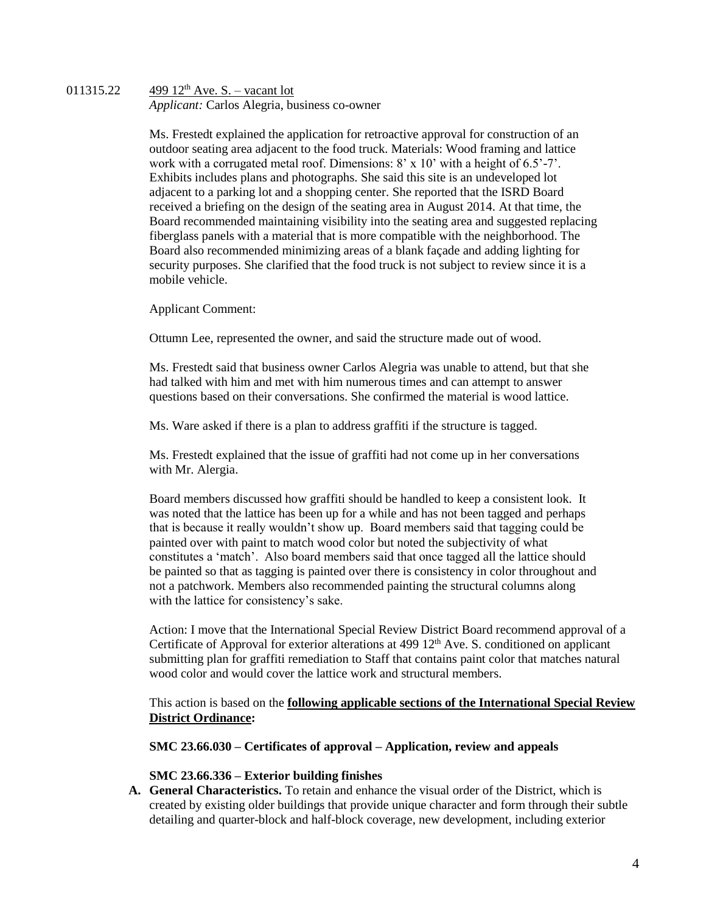011315.22 499 12th Ave. S. – vacant lot
*Applicant:* Carlos Alegria, business co-owner

Ms. Frestedt explained the application for retroactive approval for construction of an outdoor seating area adjacent to the food truck. Materials: Wood framing and lattice work with a corrugated metal roof. Dimensions: 8' x 10' with a height of 6.5'-7'. Exhibits includes plans and photographs. She said this site is an undeveloped lot adjacent to a parking lot and a shopping center. She reported that the ISRD Board received a briefing on the design of the seating area in August 2014. At that time, the Board recommended maintaining visibility into the seating area and suggested replacing fiberglass panels with a material that is more compatible with the neighborhood. The Board also recommended minimizing areas of a blank façade and adding lighting for security purposes. She clarified that the food truck is not subject to review since it is a mobile vehicle.

Applicant Comment:

Ottumn Lee, represented the owner, and said the structure made out of wood.

Ms. Frestedt said that business owner Carlos Alegria was unable to attend, but that she had talked with him and met with him numerous times and can attempt to answer questions based on their conversations. She confirmed the material is wood lattice.

Ms. Ware asked if there is a plan to address graffiti if the structure is tagged.

Ms. Frestedt explained that the issue of graffiti had not come up in her conversations with Mr. Alergia.

Board members discussed how graffiti should be handled to keep a consistent look. It was noted that the lattice has been up for a while and has not been tagged and perhaps that is because it really wouldn't show up. Board members said that tagging could be painted over with paint to match wood color but noted the subjectivity of what constitutes a 'match'. Also board members said that once tagged all the lattice should be painted so that as tagging is painted over there is consistency in color throughout and not a patchwork. Members also recommended painting the structural columns along with the lattice for consistency's sake.

Action: I move that the International Special Review District Board recommend approval of a Certificate of Approval for exterior alterations at 499 12th Ave. S. conditioned on applicant submitting plan for graffiti remediation to Staff that contains paint color that matches natural wood color and would cover the lattice work and structural members.

This action is based on the **following applicable sections of the International Special Review District Ordinance:**

**SMC 23.66.030 – Certificates of approval – Application, review and appeals**

**SMC 23.66.336 – Exterior building finishes**

**A. General Characteristics.** To retain and enhance the visual order of the District, which is created by existing older buildings that provide unique character and form through their subtle detailing and quarter-block and half-block coverage, new development, including exterior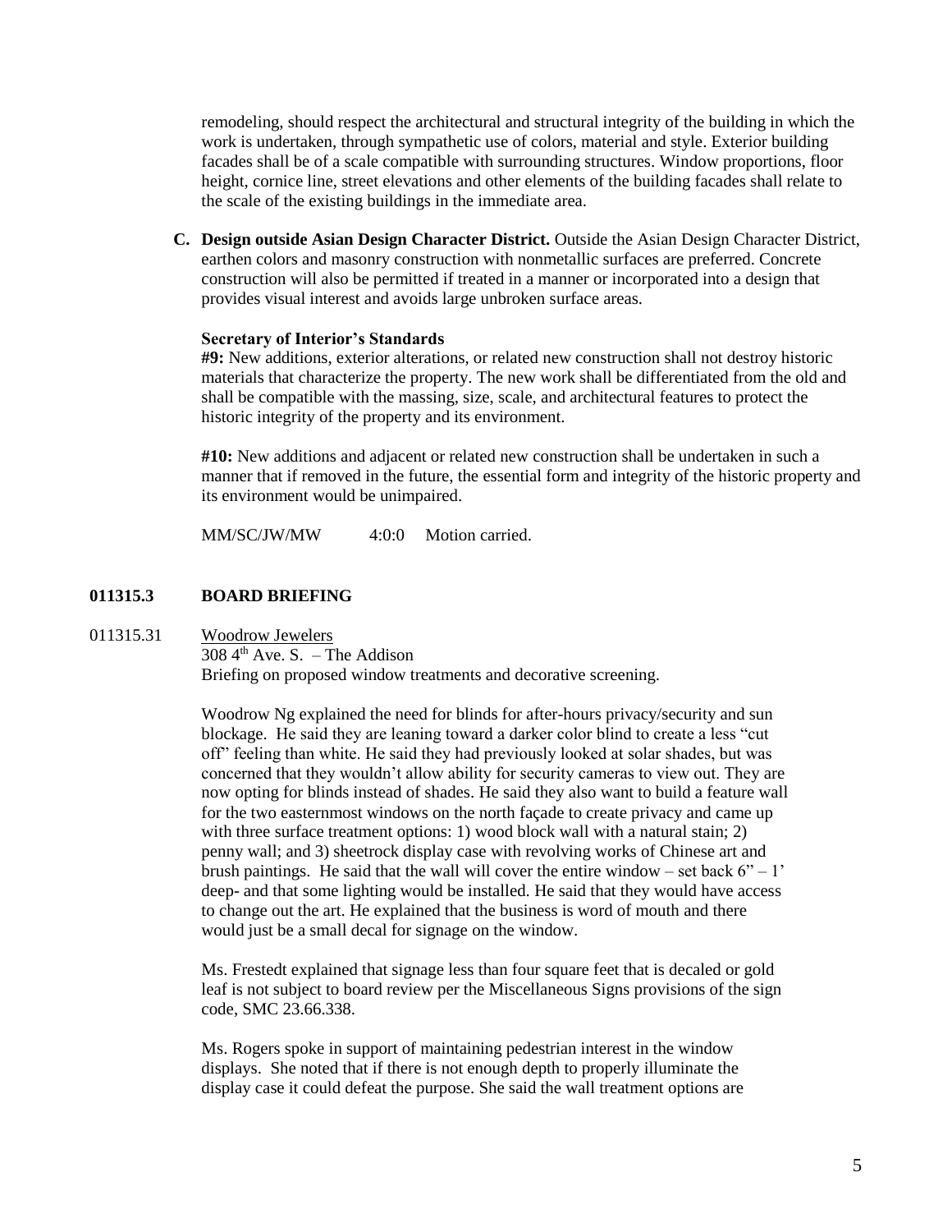remodeling, should respect the architectural and structural integrity of the building in which the work is undertaken, through sympathetic use of colors, material and style. Exterior building facades shall be of a scale compatible with surrounding structures. Window proportions, floor height, cornice line, street elevations and other elements of the building facades shall relate to the scale of the existing buildings in the immediate area.

**C. Design outside Asian Design Character District.** Outside the Asian Design Character District, earthen colors and masonry construction with nonmetallic surfaces are preferred. Concrete construction will also be permitted if treated in a manner or incorporated into a design that provides visual interest and avoids large unbroken surface areas.

**Secretary of Interior's Standards**

**#9:** New additions, exterior alterations, or related new construction shall not destroy historic materials that characterize the property. The new work shall be differentiated from the old and shall be compatible with the massing, size, scale, and architectural features to protect the historic integrity of the property and its environment.

**#10:** New additions and adjacent or related new construction shall be undertaken in such a manner that if removed in the future, the essential form and integrity of the historic property and its environment would be unimpaired.

MM/SC/JW/MW 4:0:0 Motion carried.

## 011315.3 BOARD BRIEFING

011315.31 Woodrow Jewelers
308 4th Ave. S. – The Addison
Briefing on proposed window treatments and decorative screening.

Woodrow Ng explained the need for blinds for after-hours privacy/security and sun blockage. He said they are leaning toward a darker color blind to create a less "cut off" feeling than white. He said they had previously looked at solar shades, but was concerned that they wouldn't allow ability for security cameras to view out. They are now opting for blinds instead of shades. He said they also want to build a feature wall for the two easternmost windows on the north façade to create privacy and came up with three surface treatment options: 1) wood block wall with a natural stain; 2) penny wall; and 3) sheetrock display case with revolving works of Chinese art and brush paintings. He said that the wall will cover the entire window – set back 6" – 1' deep- and that some lighting would be installed. He said that they would have access to change out the art. He explained that the business is word of mouth and there would just be a small decal for signage on the window.

Ms. Frestedt explained that signage less than four square feet that is decaled or gold leaf is not subject to board review per the Miscellaneous Signs provisions of the sign code, SMC 23.66.338.

Ms. Rogers spoke in support of maintaining pedestrian interest in the window displays. She noted that if there is not enough depth to properly illuminate the display case it could defeat the purpose. She said the wall treatment options are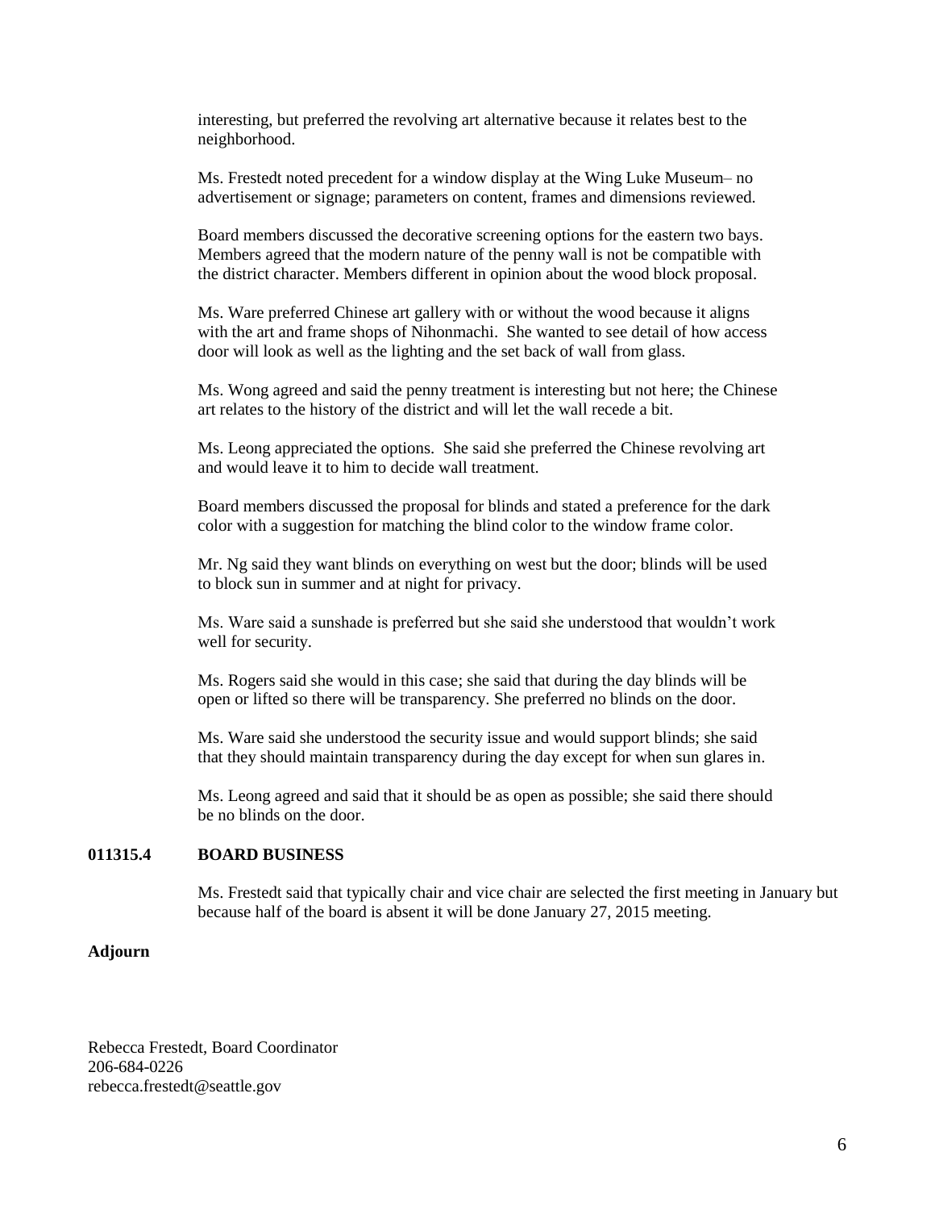interesting, but preferred the revolving art alternative because it relates best to the neighborhood.

Ms. Frestedt noted precedent for a window display at the Wing Luke Museum– no advertisement or signage; parameters on content, frames and dimensions reviewed.

Board members discussed the decorative screening options for the eastern two bays. Members agreed that the modern nature of the penny wall is not be compatible with the district character. Members different in opinion about the wood block proposal.

Ms. Ware preferred Chinese art gallery with or without the wood because it aligns with the art and frame shops of Nihonmachi. She wanted to see detail of how access door will look as well as the lighting and the set back of wall from glass.

Ms. Wong agreed and said the penny treatment is interesting but not here; the Chinese art relates to the history of the district and will let the wall recede a bit.

Ms. Leong appreciated the options. She said she preferred the Chinese revolving art and would leave it to him to decide wall treatment.

Board members discussed the proposal for blinds and stated a preference for the dark color with a suggestion for matching the blind color to the window frame color.

Mr. Ng said they want blinds on everything on west but the door; blinds will be used to block sun in summer and at night for privacy.

Ms. Ware said a sunshade is preferred but she said she understood that wouldn't work well for security.

Ms. Rogers said she would in this case; she said that during the day blinds will be open or lifted so there will be transparency. She preferred no blinds on the door.

Ms. Ware said she understood the security issue and would support blinds; she said that they should maintain transparency during the day except for when sun glares in.

Ms. Leong agreed and said that it should be as open as possible; she said there should be no blinds on the door.

**011315.4 BOARD BUSINESS**

Ms. Frestedt said that typically chair and vice chair are selected the first meeting in January but because half of the board is absent it will be done January 27, 2015 meeting.

**Adjourn**

Rebecca Frestedt, Board Coordinator
206-684-0226
rebecca.frestedt@seattle.gov